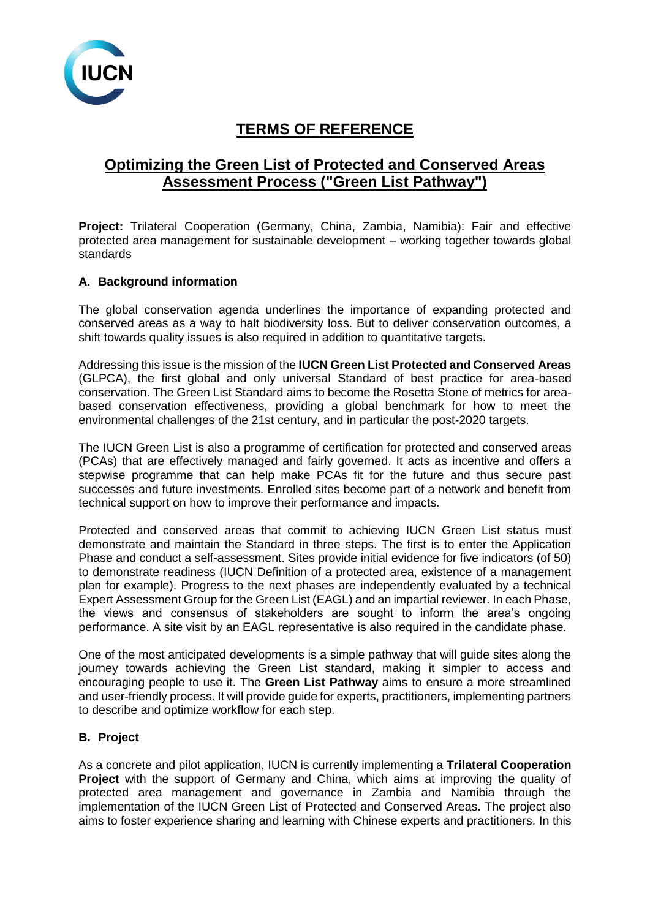# TERMS OF REFERENCE

## Optimizing the Green List of Protected and Conserved Areas Assessment Process ("Green List Pathway")

**Project:** Trilateral Cooperation (Germany, China, Zambia, Namibia): Fair and effective protected area management for sustainable development – working together towards global standards

### A. Background information

The global conservation agenda underlines the importance of expanding protected and conserved areas as a way to halt biodiversity loss. But to deliver conservation outcomes, a shift towards quality issues is also required in addition to quantitative targets.

Addressing this issue is the mission of the **IUCN Green List Protected and Conserved Areas** (GLPCA), the first global and only universal Standard of best practice for area-based conservation. The Green List Standard aims to become the Rosetta Stone of metrics for area-based conservation effectiveness, providing a global benchmark for how to meet the environmental challenges of the 21st century, and in particular the post-2020 targets.

The IUCN Green List is also a programme of certification for protected and conserved areas (PCAs) that are effectively managed and fairly governed. It acts as incentive and offers a stepwise programme that can help make PCAs fit for the future and thus secure past successes and future investments. Enrolled sites become part of a network and benefit from technical support on how to improve their performance and impacts.

Protected and conserved areas that commit to achieving IUCN Green List status must demonstrate and maintain the Standard in three steps. The first is to enter the Application Phase and conduct a self-assessment. Sites provide initial evidence for five indicators (of 50) to demonstrate readiness (IUCN Definition of a protected area, existence of a management plan for example). Progress to the next phases are independently evaluated by a technical Expert Assessment Group for the Green List (EAGL) and an impartial reviewer. In each Phase, the views and consensus of stakeholders are sought to inform the area's ongoing performance. A site visit by an EAGL representative is also required in the candidate phase.

One of the most anticipated developments is a simple pathway that will guide sites along the journey towards achieving the Green List standard, making it simpler to access and encouraging people to use it. The **Green List Pathway** aims to ensure a more streamlined and user-friendly process. It will provide guide for experts, practitioners, implementing partners to describe and optimize workflow for each step.

### B. Project

As a concrete and pilot application, IUCN is currently implementing a **Trilateral Cooperation Project** with the support of Germany and China, which aims at improving the quality of protected area management and governance in Zambia and Namibia through the implementation of the IUCN Green List of Protected and Conserved Areas. The project also aims to foster experience sharing and learning with Chinese experts and practitioners. In this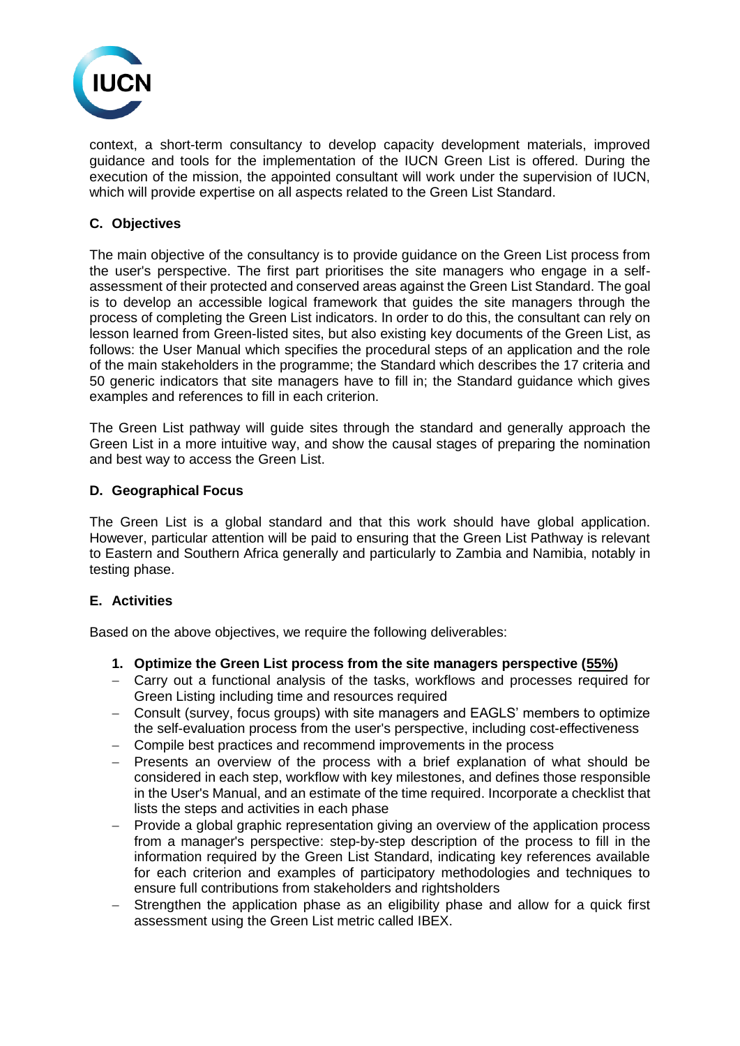context, a short-term consultancy to develop capacity development materials, improved guidance and tools for the implementation of the IUCN Green List is offered. During the execution of the mission, the appointed consultant will work under the supervision of IUCN, which will provide expertise on all aspects related to the Green List Standard.

## C. Objectives

The main objective of the consultancy is to provide guidance on the Green List process from the user's perspective. The first part prioritises the site managers who engage in a self-assessment of their protected and conserved areas against the Green List Standard. The goal is to develop an accessible logical framework that guides the site managers through the process of completing the Green List indicators. In order to do this, the consultant can rely on lesson learned from Green-listed sites, but also existing key documents of the Green List, as follows: the User Manual which specifies the procedural steps of an application and the role of the main stakeholders in the programme; the Standard which describes the 17 criteria and 50 generic indicators that site managers have to fill in; the Standard guidance which gives examples and references to fill in each criterion.

The Green List pathway will guide sites through the standard and generally approach the Green List in a more intuitive way, and show the causal stages of preparing the nomination and best way to access the Green List.

## D. Geographical Focus

The Green List is a global standard and that this work should have global application. However, particular attention will be paid to ensuring that the Green List Pathway is relevant to Eastern and Southern Africa generally and particularly to Zambia and Namibia, notably in testing phase.

## E. Activities

Based on the above objectives, we require the following deliverables:

1. **Optimize the Green List process from the site managers perspective (55%)**

- Carry out a functional analysis of the tasks, workflows and processes required for Green Listing including time and resources required
- Consult (survey, focus groups) with site managers and EAGLS' members to optimize the self-evaluation process from the user's perspective, including cost-effectiveness
- Compile best practices and recommend improvements in the process
- Presents an overview of the process with a brief explanation of what should be considered in each step, workflow with key milestones, and defines those responsible in the User's Manual, and an estimate of the time required. Incorporate a checklist that lists the steps and activities in each phase
- Provide a global graphic representation giving an overview of the application process from a manager's perspective: step-by-step description of the process to fill in the information required by the Green List Standard, indicating key references available for each criterion and examples of participatory methodologies and techniques to ensure full contributions from stakeholders and rightsholders
- Strengthen the application phase as an eligibility phase and allow for a quick first assessment using the Green List metric called IBEX.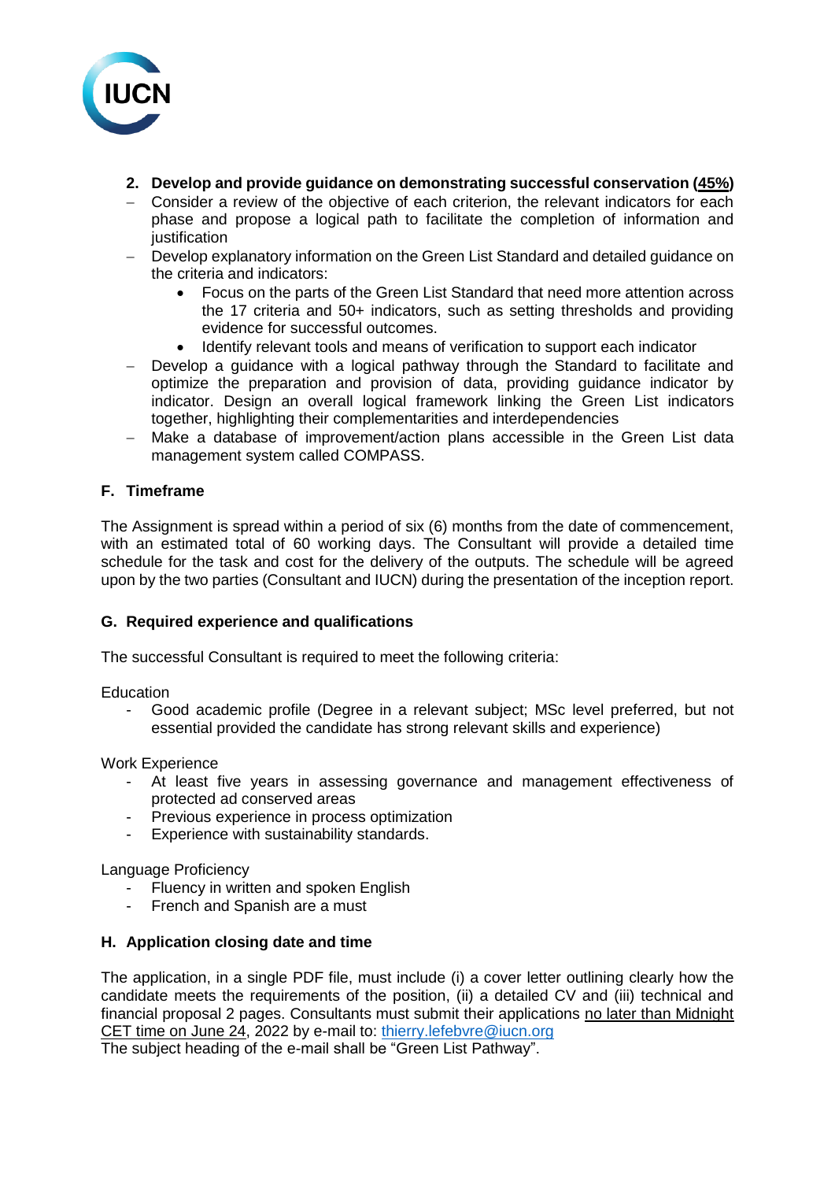2. **Develop and provide guidance on demonstrating successful conservation (45%)**
   - Consider a review of the objective of each criterion, the relevant indicators for each phase and propose a logical path to facilitate the completion of information and justification
   - Develop explanatory information on the Green List Standard and detailed guidance on the criteria and indicators:
     - Focus on the parts of the Green List Standard that need more attention across the 17 criteria and 50+ indicators, such as setting thresholds and providing evidence for successful outcomes.
     - Identify relevant tools and means of verification to support each indicator
   - Develop a guidance with a logical pathway through the Standard to facilitate and optimize the preparation and provision of data, providing guidance indicator by indicator. Design an overall logical framework linking the Green List indicators together, highlighting their complementarities and interdependencies
   - Make a database of improvement/action plans accessible in the Green List data management system called COMPASS.

## F. Timeframe

The Assignment is spread within a period of six (6) months from the date of commencement, with an estimated total of 60 working days. The Consultant will provide a detailed time schedule for the task and cost for the delivery of the outputs. The schedule will be agreed upon by the two parties (Consultant and IUCN) during the presentation of the inception report.

## G. Required experience and qualifications

The successful Consultant is required to meet the following criteria:

Education

- Good academic profile (Degree in a relevant subject; MSc level preferred, but not essential provided the candidate has strong relevant skills and experience)

Work Experience

- At least five years in assessing governance and management effectiveness of protected ad conserved areas
- Previous experience in process optimization
- Experience with sustainability standards.

Language Proficiency

- Fluency in written and spoken English
- French and Spanish are a must

## H. Application closing date and time

The application, in a single PDF file, must include (i) a cover letter outlining clearly how the candidate meets the requirements of the position, (ii) a detailed CV and (iii) technical and financial proposal 2 pages. Consultants must submit their applications no later than Midnight CET time on June 24, 2022 by e-mail to: thierry.lefebvre@iucn.org
The subject heading of the e-mail shall be "Green List Pathway".